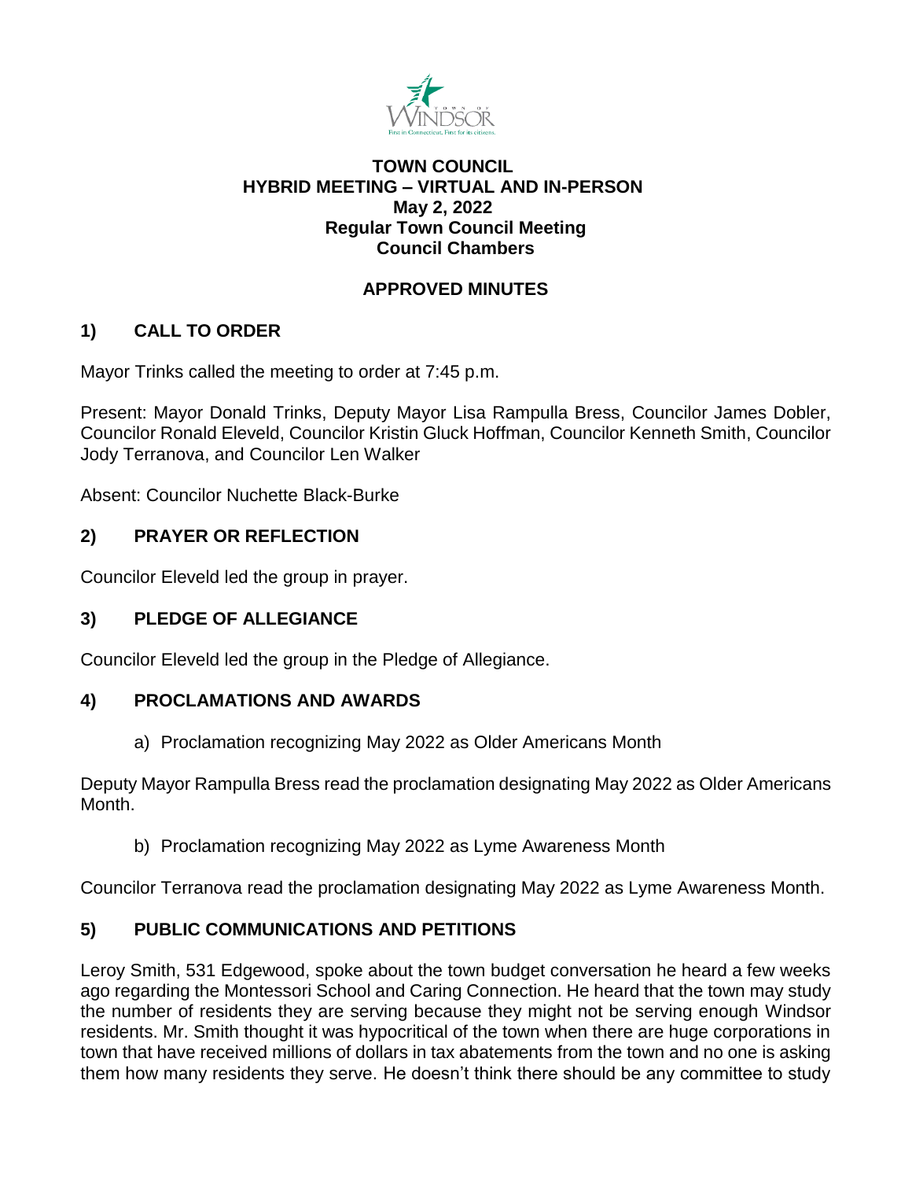**TOWN COUNCIL**
**HYBRID MEETING – VIRTUAL AND IN-PERSON**
**May 2, 2022**
**Regular Town Council Meeting**
**Council Chambers**

**APPROVED MINUTES**

## 1) CALL TO ORDER

Mayor Trinks called the meeting to order at 7:45 p.m.

Present: Mayor Donald Trinks, Deputy Mayor Lisa Rampulla Bress, Councilor James Dobler, Councilor Ronald Eleveld, Councilor Kristin Gluck Hoffman, Councilor Kenneth Smith, Councilor Jody Terranova, and Councilor Len Walker

Absent: Councilor Nuchette Black-Burke

## 2) PRAYER OR REFLECTION

Councilor Eleveld led the group in prayer.

## 3) PLEDGE OF ALLEGIANCE

Councilor Eleveld led the group in the Pledge of Allegiance.

## 4) PROCLAMATIONS AND AWARDS

a) Proclamation recognizing May 2022 as Older Americans Month

Deputy Mayor Rampulla Bress read the proclamation designating May 2022 as Older Americans Month.

b) Proclamation recognizing May 2022 as Lyme Awareness Month

Councilor Terranova read the proclamation designating May 2022 as Lyme Awareness Month.

## 5) PUBLIC COMMUNICATIONS AND PETITIONS

Leroy Smith, 531 Edgewood, spoke about the town budget conversation he heard a few weeks ago regarding the Montessori School and Caring Connection. He heard that the town may study the number of residents they are serving because they might not be serving enough Windsor residents. Mr. Smith thought it was hypocritical of the town when there are huge corporations in town that have received millions of dollars in tax abatements from the town and no one is asking them how many residents they serve. He doesn't think there should be any committee to study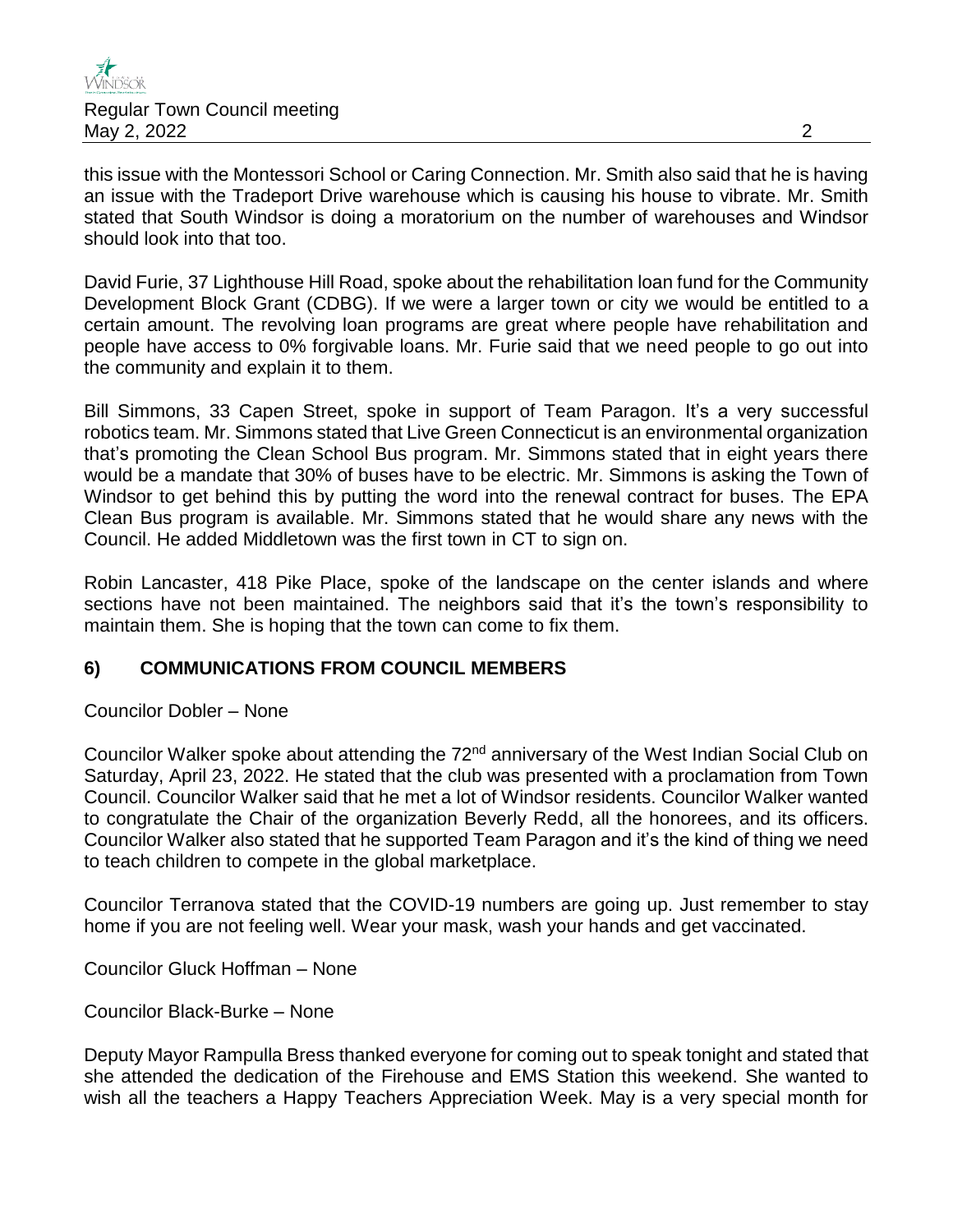this issue with the Montessori School or Caring Connection. Mr. Smith also said that he is having an issue with the Tradeport Drive warehouse which is causing his house to vibrate. Mr. Smith stated that South Windsor is doing a moratorium on the number of warehouses and Windsor should look into that too.

David Furie, 37 Lighthouse Hill Road, spoke about the rehabilitation loan fund for the Community Development Block Grant (CDBG). If we were a larger town or city we would be entitled to a certain amount. The revolving loan programs are great where people have rehabilitation and people have access to 0% forgivable loans. Mr. Furie said that we need people to go out into the community and explain it to them.

Bill Simmons, 33 Capen Street, spoke in support of Team Paragon. It's a very successful robotics team. Mr. Simmons stated that Live Green Connecticut is an environmental organization that's promoting the Clean School Bus program. Mr. Simmons stated that in eight years there would be a mandate that 30% of buses have to be electric. Mr. Simmons is asking the Town of Windsor to get behind this by putting the word into the renewal contract for buses. The EPA Clean Bus program is available. Mr. Simmons stated that he would share any news with the Council. He added Middletown was the first town in CT to sign on.

Robin Lancaster, 418 Pike Place, spoke of the landscape on the center islands and where sections have not been maintained. The neighbors said that it's the town's responsibility to maintain them. She is hoping that the town can come to fix them.

## 6) COMMUNICATIONS FROM COUNCIL MEMBERS

Councilor Dobler – None

Councilor Walker spoke about attending the 72nd anniversary of the West Indian Social Club on Saturday, April 23, 2022. He stated that the club was presented with a proclamation from Town Council. Councilor Walker said that he met a lot of Windsor residents. Councilor Walker wanted to congratulate the Chair of the organization Beverly Redd, all the honorees, and its officers. Councilor Walker also stated that he supported Team Paragon and it's the kind of thing we need to teach children to compete in the global marketplace.

Councilor Terranova stated that the COVID-19 numbers are going up. Just remember to stay home if you are not feeling well. Wear your mask, wash your hands and get vaccinated.

Councilor Gluck Hoffman – None

Councilor Black-Burke – None

Deputy Mayor Rampulla Bress thanked everyone for coming out to speak tonight and stated that she attended the dedication of the Firehouse and EMS Station this weekend. She wanted to wish all the teachers a Happy Teachers Appreciation Week. May is a very special month for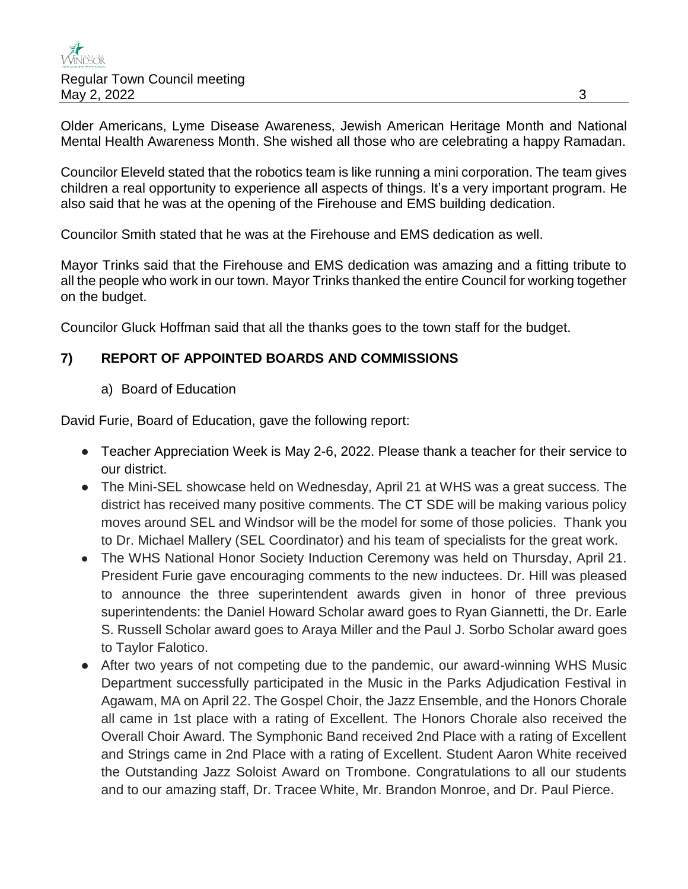Older Americans, Lyme Disease Awareness, Jewish American Heritage Month and National Mental Health Awareness Month. She wished all those who are celebrating a happy Ramadan.

Councilor Eleveld stated that the robotics team is like running a mini corporation. The team gives children a real opportunity to experience all aspects of things. It's a very important program. He also said that he was at the opening of the Firehouse and EMS building dedication.

Councilor Smith stated that he was at the Firehouse and EMS dedication as well.

Mayor Trinks said that the Firehouse and EMS dedication was amazing and a fitting tribute to all the people who work in our town. Mayor Trinks thanked the entire Council for working together on the budget.

Councilor Gluck Hoffman said that all the thanks goes to the town staff for the budget.

## 7) REPORT OF APPOINTED BOARDS AND COMMISSIONS

a) Board of Education

David Furie, Board of Education, gave the following report:

- Teacher Appreciation Week is May 2-6, 2022. Please thank a teacher for their service to our district.
- The Mini-SEL showcase held on Wednesday, April 21 at WHS was a great success. The district has received many positive comments. The CT SDE will be making various policy moves around SEL and Windsor will be the model for some of those policies. Thank you to Dr. Michael Mallery (SEL Coordinator) and his team of specialists for the great work.
- The WHS National Honor Society Induction Ceremony was held on Thursday, April 21. President Furie gave encouraging comments to the new inductees. Dr. Hill was pleased to announce the three superintendent awards given in honor of three previous superintendents: the Daniel Howard Scholar award goes to Ryan Giannetti, the Dr. Earle S. Russell Scholar award goes to Araya Miller and the Paul J. Sorbo Scholar award goes to Taylor Falotico.
- After two years of not competing due to the pandemic, our award-winning WHS Music Department successfully participated in the Music in the Parks Adjudication Festival in Agawam, MA on April 22. The Gospel Choir, the Jazz Ensemble, and the Honors Chorale all came in 1st place with a rating of Excellent. The Honors Chorale also received the Overall Choir Award. The Symphonic Band received 2nd Place with a rating of Excellent and Strings came in 2nd Place with a rating of Excellent. Student Aaron White received the Outstanding Jazz Soloist Award on Trombone. Congratulations to all our students and to our amazing staff, Dr. Tracee White, Mr. Brandon Monroe, and Dr. Paul Pierce.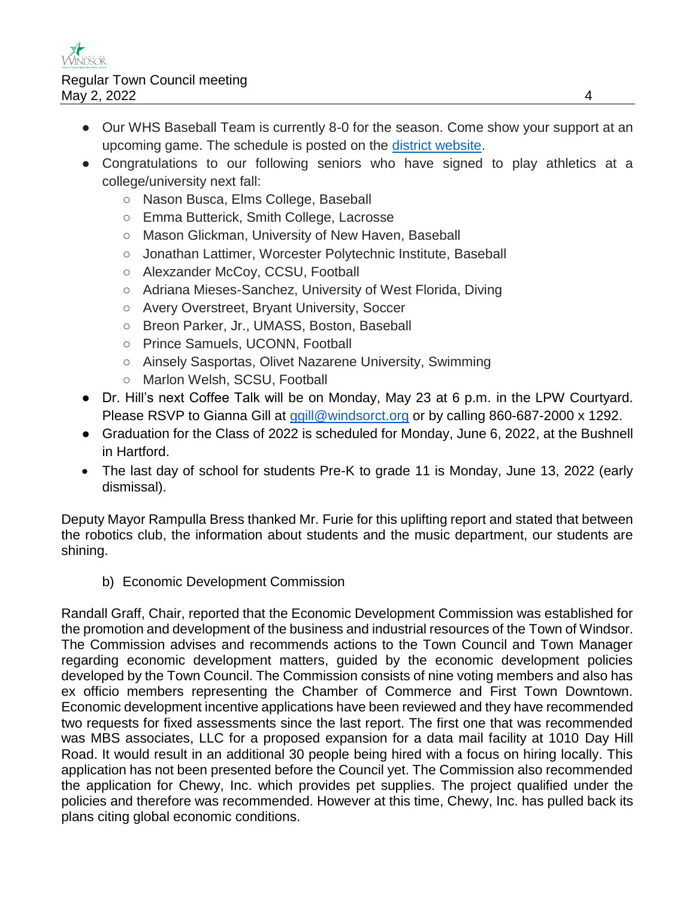- Our WHS Baseball Team is currently 8-0 for the season. Come show your support at an upcoming game. The schedule is posted on the [district website](district website).
- Congratulations to our following seniors who have signed to play athletics at a college/university next fall:
  - Nason Busca, Elms College, Baseball
  - Emma Butterick, Smith College, Lacrosse
  - Mason Glickman, University of New Haven, Baseball
  - Jonathan Lattimer, Worcester Polytechnic Institute, Baseball
  - Alexzander McCoy, CCSU, Football
  - Adriana Mieses-Sanchez, University of West Florida, Diving
  - Avery Overstreet, Bryant University, Soccer
  - Breon Parker, Jr., UMASS, Boston, Baseball
  - Prince Samuels, UCONN, Football
  - Ainsely Sasportas, Olivet Nazarene University, Swimming
  - Marlon Welsh, SCSU, Football
- Dr. Hill's next Coffee Talk will be on Monday, May 23 at 6 p.m. in the LPW Courtyard. Please RSVP to Gianna Gill at ggill@windsorct.org or by calling 860-687-2000 x 1292.
- Graduation for the Class of 2022 is scheduled for Monday, June 6, 2022, at the Bushnell in Hartford.
- The last day of school for students Pre-K to grade 11 is Monday, June 13, 2022 (early dismissal).

Deputy Mayor Rampulla Bress thanked Mr. Furie for this uplifting report and stated that between the robotics club, the information about students and the music department, our students are shining.

b) Economic Development Commission

Randall Graff, Chair, reported that the Economic Development Commission was established for the promotion and development of the business and industrial resources of the Town of Windsor. The Commission advises and recommends actions to the Town Council and Town Manager regarding economic development matters, guided by the economic development policies developed by the Town Council. The Commission consists of nine voting members and also has ex officio members representing the Chamber of Commerce and First Town Downtown. Economic development incentive applications have been reviewed and they have recommended two requests for fixed assessments since the last report. The first one that was recommended was MBS associates, LLC for a proposed expansion for a data mail facility at 1010 Day Hill Road. It would result in an additional 30 people being hired with a focus on hiring locally. This application has not been presented before the Council yet. The Commission also recommended the application for Chewy, Inc. which provides pet supplies. The project qualified under the policies and therefore was recommended. However at this time, Chewy, Inc. has pulled back its plans citing global economic conditions.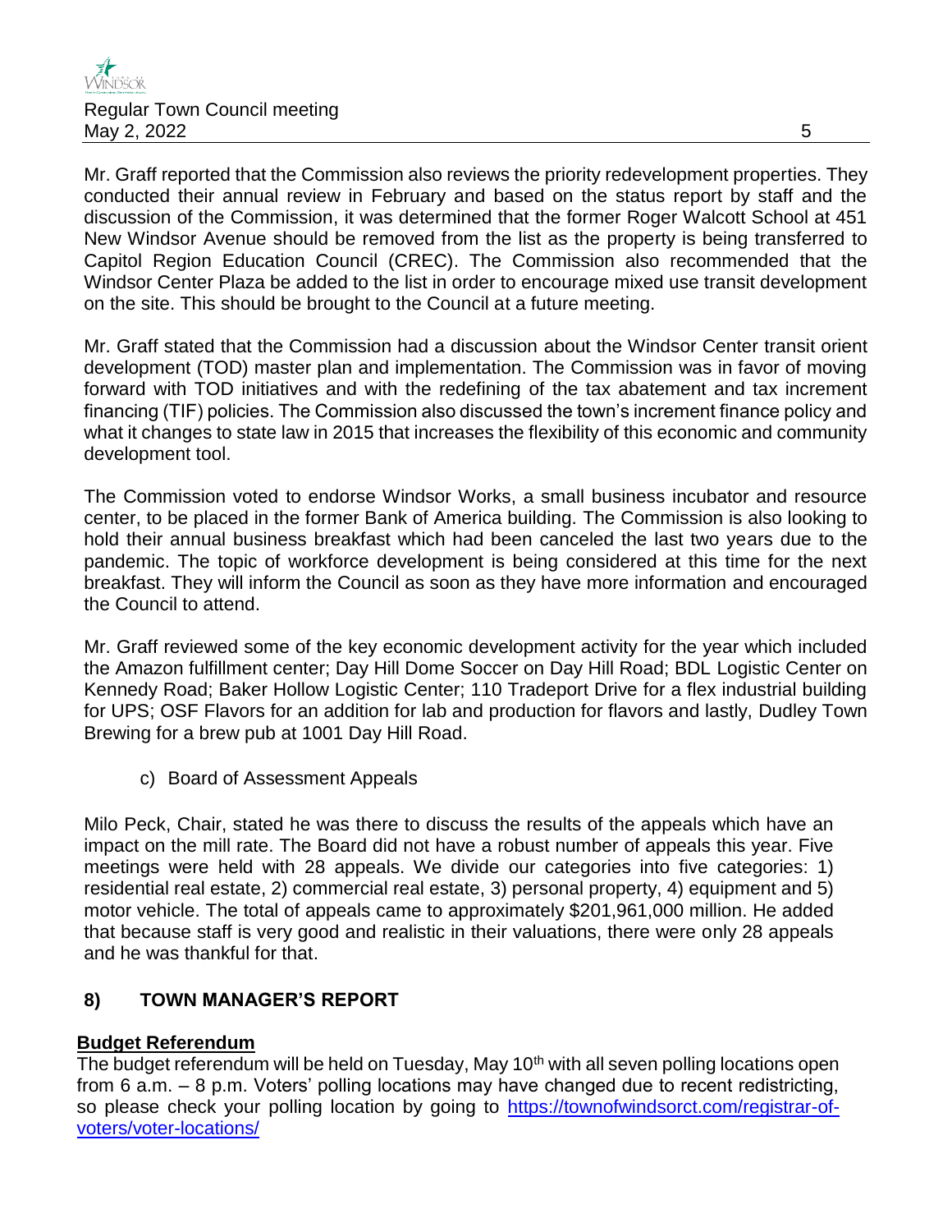Mr. Graff reported that the Commission also reviews the priority redevelopment properties. They conducted their annual review in February and based on the status report by staff and the discussion of the Commission, it was determined that the former Roger Walcott School at 451 New Windsor Avenue should be removed from the list as the property is being transferred to Capitol Region Education Council (CREC). The Commission also recommended that the Windsor Center Plaza be added to the list in order to encourage mixed use transit development on the site. This should be brought to the Council at a future meeting.

Mr. Graff stated that the Commission had a discussion about the Windsor Center transit orient development (TOD) master plan and implementation. The Commission was in favor of moving forward with TOD initiatives and with the redefining of the tax abatement and tax increment financing (TIF) policies. The Commission also discussed the town's increment finance policy and what it changes to state law in 2015 that increases the flexibility of this economic and community development tool.

The Commission voted to endorse Windsor Works, a small business incubator and resource center, to be placed in the former Bank of America building. The Commission is also looking to hold their annual business breakfast which had been canceled the last two years due to the pandemic. The topic of workforce development is being considered at this time for the next breakfast. They will inform the Council as soon as they have more information and encouraged the Council to attend.

Mr. Graff reviewed some of the key economic development activity for the year which included the Amazon fulfillment center; Day Hill Dome Soccer on Day Hill Road; BDL Logistic Center on Kennedy Road; Baker Hollow Logistic Center; 110 Tradeport Drive for a flex industrial building for UPS; OSF Flavors for an addition for lab and production for flavors and lastly, Dudley Town Brewing for a brew pub at 1001 Day Hill Road.

c) Board of Assessment Appeals

Milo Peck, Chair, stated he was there to discuss the results of the appeals which have an impact on the mill rate. The Board did not have a robust number of appeals this year. Five meetings were held with 28 appeals. We divide our categories into five categories: 1) residential real estate, 2) commercial real estate, 3) personal property, 4) equipment and 5) motor vehicle. The total of appeals came to approximately $201,961,000 million. He added that because staff is very good and realistic in their valuations, there were only 28 appeals and he was thankful for that.

## 8) TOWN MANAGER'S REPORT

**Budget Referendum**

The budget referendum will be held on Tuesday, May 10th with all seven polling locations open from 6 a.m. – 8 p.m. Voters' polling locations may have changed due to recent redistricting, so please check your polling location by going to https://townofwindsorct.com/registrar-of-voters/voter-locations/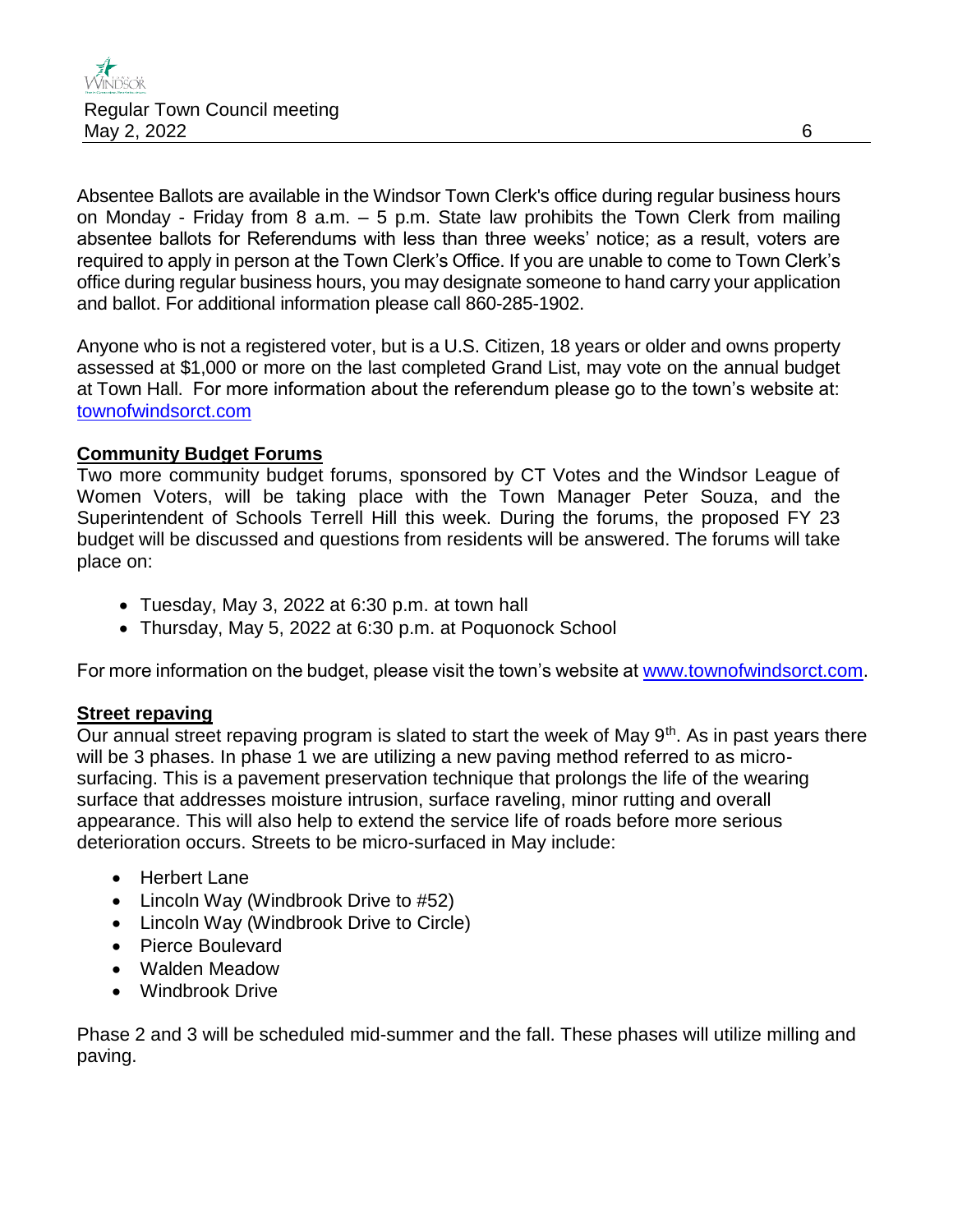Absentee Ballots are available in the Windsor Town Clerk's office during regular business hours on Monday - Friday from 8 a.m. – 5 p.m. State law prohibits the Town Clerk from mailing absentee ballots for Referendums with less than three weeks' notice; as a result, voters are required to apply in person at the Town Clerk's Office. If you are unable to come to Town Clerk's office during regular business hours, you may designate someone to hand carry your application and ballot. For additional information please call 860-285-1902.

Anyone who is not a registered voter, but is a U.S. Citizen, 18 years or older and owns property assessed at $1,000 or more on the last completed Grand List, may vote on the annual budget at Town Hall. For more information about the referendum please go to the town's website at: townofwindsorct.com

**Community Budget Forums**

Two more community budget forums, sponsored by CT Votes and the Windsor League of Women Voters, will be taking place with the Town Manager Peter Souza, and the Superintendent of Schools Terrell Hill this week. During the forums, the proposed FY 23 budget will be discussed and questions from residents will be answered. The forums will take place on:

- Tuesday, May 3, 2022 at 6:30 p.m. at town hall
- Thursday, May 5, 2022 at 6:30 p.m. at Poquonock School

For more information on the budget, please visit the town's website at www.townofwindsorct.com.

**Street repaving**

Our annual street repaving program is slated to start the week of May 9th. As in past years there will be 3 phases. In phase 1 we are utilizing a new paving method referred to as micro-surfacing. This is a pavement preservation technique that prolongs the life of the wearing surface that addresses moisture intrusion, surface raveling, minor rutting and overall appearance. This will also help to extend the service life of roads before more serious deterioration occurs. Streets to be micro-surfaced in May include:

- Herbert Lane
- Lincoln Way (Windbrook Drive to #52)
- Lincoln Way (Windbrook Drive to Circle)
- Pierce Boulevard
- Walden Meadow
- Windbrook Drive

Phase 2 and 3 will be scheduled mid-summer and the fall. These phases will utilize milling and paving.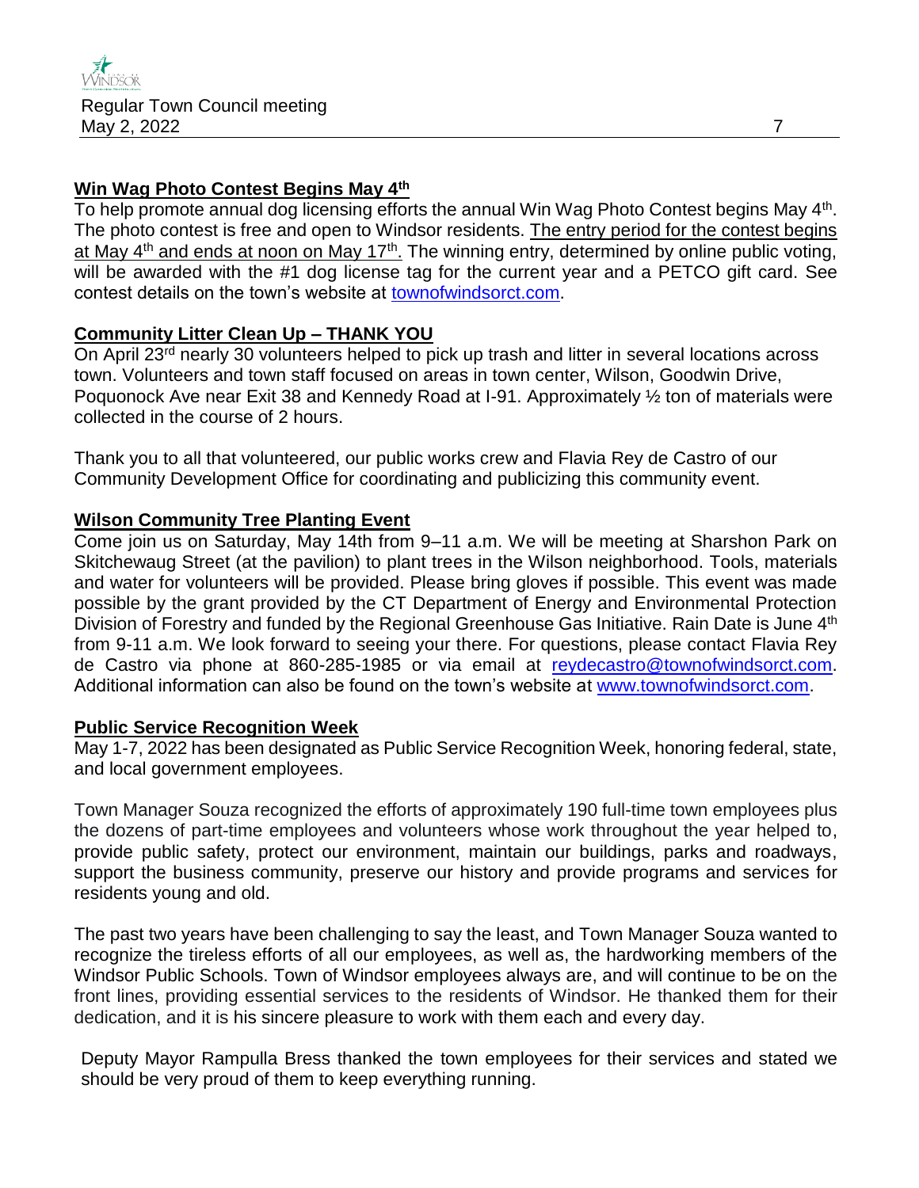**Win Wag Photo Contest Begins May 4th**

To help promote annual dog licensing efforts the annual Win Wag Photo Contest begins May 4th. The photo contest is free and open to Windsor residents. The entry period for the contest begins at May 4th and ends at noon on May 17th. The winning entry, determined by online public voting, will be awarded with the #1 dog license tag for the current year and a PETCO gift card. See contest details on the town's website at townofwindsorct.com.

**Community Litter Clean Up – THANK YOU**

On April 23rd nearly 30 volunteers helped to pick up trash and litter in several locations across town. Volunteers and town staff focused on areas in town center, Wilson, Goodwin Drive, Poquonock Ave near Exit 38 and Kennedy Road at I-91. Approximately ½ ton of materials were collected in the course of 2 hours.

Thank you to all that volunteered, our public works crew and Flavia Rey de Castro of our Community Development Office for coordinating and publicizing this community event.

**Wilson Community Tree Planting Event**

Come join us on Saturday, May 14th from 9–11 a.m. We will be meeting at Sharshon Park on Skitchewaug Street (at the pavilion) to plant trees in the Wilson neighborhood. Tools, materials and water for volunteers will be provided. Please bring gloves if possible. This event was made possible by the grant provided by the CT Department of Energy and Environmental Protection Division of Forestry and funded by the Regional Greenhouse Gas Initiative. Rain Date is June 4th from 9-11 a.m. We look forward to seeing your there. For questions, please contact Flavia Rey de Castro via phone at 860-285-1985 or via email at reydecastro@townofwindsorct.com. Additional information can also be found on the town's website at www.townofwindsorct.com.

**Public Service Recognition Week**

May 1-7, 2022 has been designated as Public Service Recognition Week, honoring federal, state, and local government employees.

Town Manager Souza recognized the efforts of approximately 190 full-time town employees plus the dozens of part-time employees and volunteers whose work throughout the year helped to, provide public safety, protect our environment, maintain our buildings, parks and roadways, support the business community, preserve our history and provide programs and services for residents young and old.

The past two years have been challenging to say the least, and Town Manager Souza wanted to recognize the tireless efforts of all our employees, as well as, the hardworking members of the Windsor Public Schools. Town of Windsor employees always are, and will continue to be on the front lines, providing essential services to the residents of Windsor. He thanked them for their dedication, and it is his sincere pleasure to work with them each and every day.

Deputy Mayor Rampulla Bress thanked the town employees for their services and stated we should be very proud of them to keep everything running.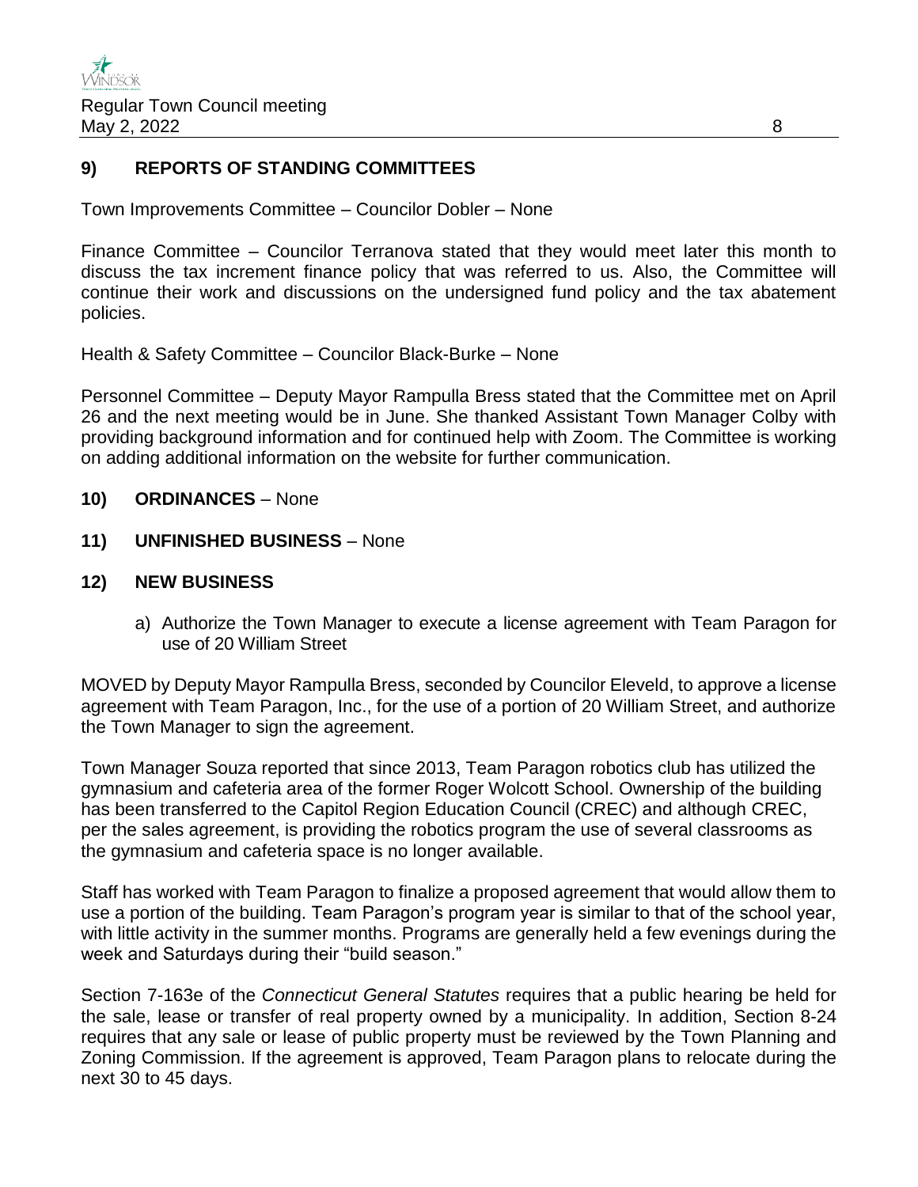## 9) REPORTS OF STANDING COMMITTEES

Town Improvements Committee – Councilor Dobler – None

Finance Committee – Councilor Terranova stated that they would meet later this month to discuss the tax increment finance policy that was referred to us. Also, the Committee will continue their work and discussions on the undersigned fund policy and the tax abatement policies.

Health & Safety Committee – Councilor Black-Burke – None

Personnel Committee – Deputy Mayor Rampulla Bress stated that the Committee met on April 26 and the next meeting would be in June. She thanked Assistant Town Manager Colby with providing background information and for continued help with Zoom. The Committee is working on adding additional information on the website for further communication.

## 10) ORDINANCES – None

## 11) UNFINISHED BUSINESS – None

## 12) NEW BUSINESS

a) Authorize the Town Manager to execute a license agreement with Team Paragon for use of 20 William Street

MOVED by Deputy Mayor Rampulla Bress, seconded by Councilor Eleveld, to approve a license agreement with Team Paragon, Inc., for the use of a portion of 20 William Street, and authorize the Town Manager to sign the agreement.

Town Manager Souza reported that since 2013, Team Paragon robotics club has utilized the gymnasium and cafeteria area of the former Roger Wolcott School. Ownership of the building has been transferred to the Capitol Region Education Council (CREC) and although CREC, per the sales agreement, is providing the robotics program the use of several classrooms as the gymnasium and cafeteria space is no longer available.

Staff has worked with Team Paragon to finalize a proposed agreement that would allow them to use a portion of the building. Team Paragon's program year is similar to that of the school year, with little activity in the summer months. Programs are generally held a few evenings during the week and Saturdays during their "build season."

Section 7-163e of the *Connecticut General Statutes* requires that a public hearing be held for the sale, lease or transfer of real property owned by a municipality. In addition, Section 8-24 requires that any sale or lease of public property must be reviewed by the Town Planning and Zoning Commission. If the agreement is approved, Team Paragon plans to relocate during the next 30 to 45 days.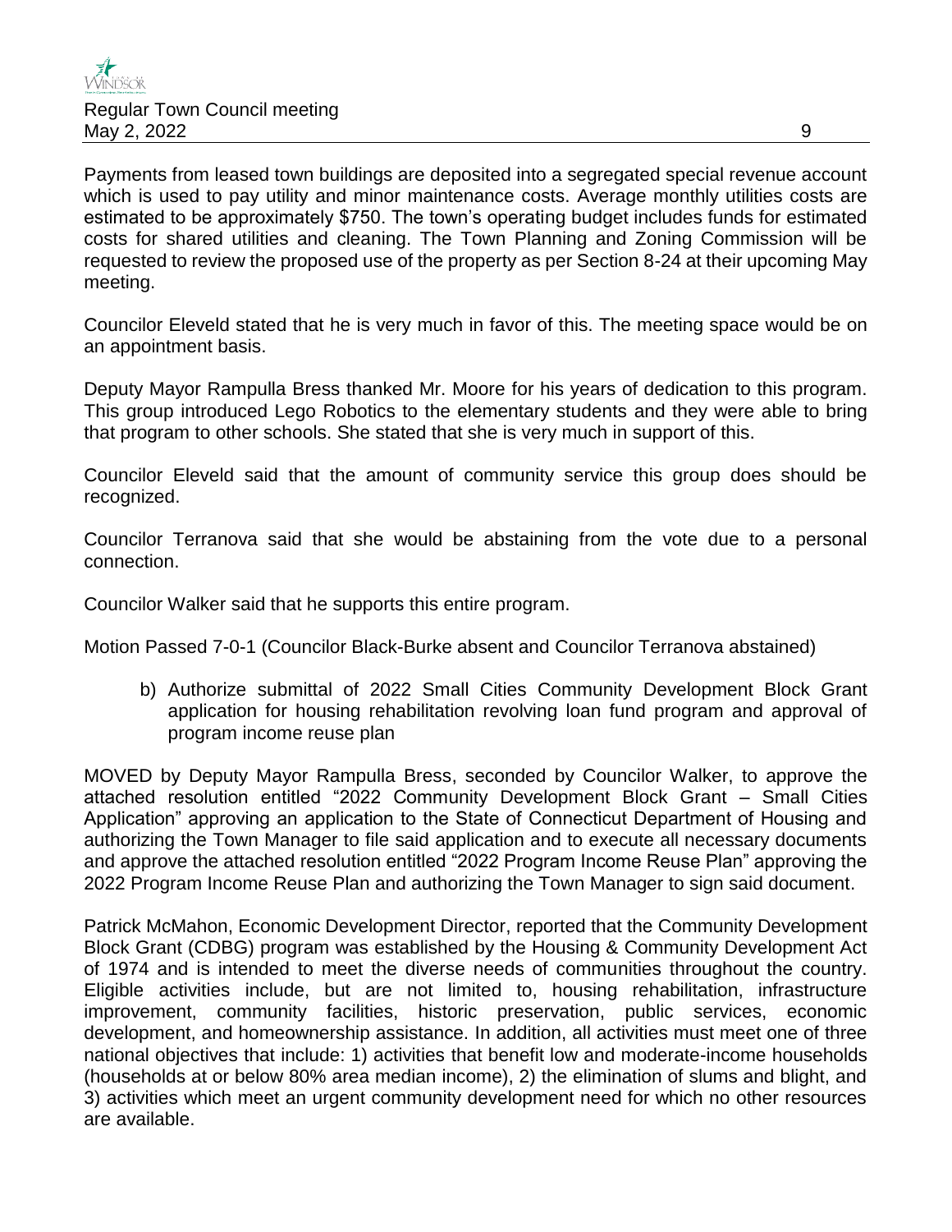Payments from leased town buildings are deposited into a segregated special revenue account which is used to pay utility and minor maintenance costs. Average monthly utilities costs are estimated to be approximately $750. The town's operating budget includes funds for estimated costs for shared utilities and cleaning. The Town Planning and Zoning Commission will be requested to review the proposed use of the property as per Section 8-24 at their upcoming May meeting.

Councilor Eleveld stated that he is very much in favor of this. The meeting space would be on an appointment basis.

Deputy Mayor Rampulla Bress thanked Mr. Moore for his years of dedication to this program. This group introduced Lego Robotics to the elementary students and they were able to bring that program to other schools. She stated that she is very much in support of this.

Councilor Eleveld said that the amount of community service this group does should be recognized.

Councilor Terranova said that she would be abstaining from the vote due to a personal connection.

Councilor Walker said that he supports this entire program.

Motion Passed 7-0-1 (Councilor Black-Burke absent and Councilor Terranova abstained)

b) Authorize submittal of 2022 Small Cities Community Development Block Grant application for housing rehabilitation revolving loan fund program and approval of program income reuse plan

MOVED by Deputy Mayor Rampulla Bress, seconded by Councilor Walker, to approve the attached resolution entitled "2022 Community Development Block Grant – Small Cities Application" approving an application to the State of Connecticut Department of Housing and authorizing the Town Manager to file said application and to execute all necessary documents and approve the attached resolution entitled "2022 Program Income Reuse Plan" approving the 2022 Program Income Reuse Plan and authorizing the Town Manager to sign said document.

Patrick McMahon, Economic Development Director, reported that the Community Development Block Grant (CDBG) program was established by the Housing & Community Development Act of 1974 and is intended to meet the diverse needs of communities throughout the country. Eligible activities include, but are not limited to, housing rehabilitation, infrastructure improvement, community facilities, historic preservation, public services, economic development, and homeownership assistance. In addition, all activities must meet one of three national objectives that include: 1) activities that benefit low and moderate-income households (households at or below 80% area median income), 2) the elimination of slums and blight, and 3) activities which meet an urgent community development need for which no other resources are available.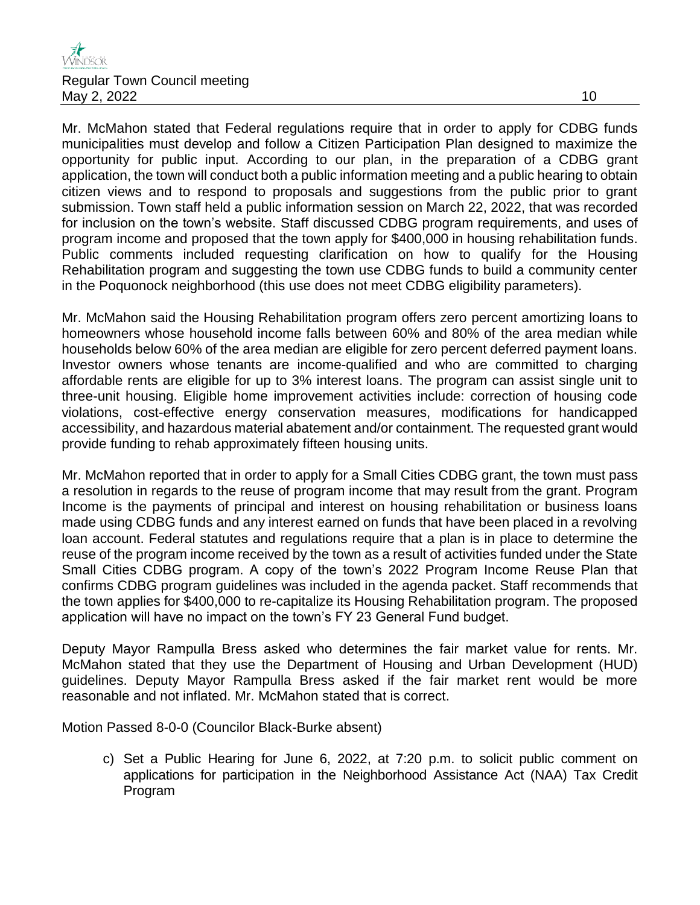Mr. McMahon stated that Federal regulations require that in order to apply for CDBG funds municipalities must develop and follow a Citizen Participation Plan designed to maximize the opportunity for public input. According to our plan, in the preparation of a CDBG grant application, the town will conduct both a public information meeting and a public hearing to obtain citizen views and to respond to proposals and suggestions from the public prior to grant submission. Town staff held a public information session on March 22, 2022, that was recorded for inclusion on the town's website. Staff discussed CDBG program requirements, and uses of program income and proposed that the town apply for $400,000 in housing rehabilitation funds. Public comments included requesting clarification on how to qualify for the Housing Rehabilitation program and suggesting the town use CDBG funds to build a community center in the Poquonock neighborhood (this use does not meet CDBG eligibility parameters).

Mr. McMahon said the Housing Rehabilitation program offers zero percent amortizing loans to homeowners whose household income falls between 60% and 80% of the area median while households below 60% of the area median are eligible for zero percent deferred payment loans. Investor owners whose tenants are income-qualified and who are committed to charging affordable rents are eligible for up to 3% interest loans. The program can assist single unit to three-unit housing. Eligible home improvement activities include: correction of housing code violations, cost-effective energy conservation measures, modifications for handicapped accessibility, and hazardous material abatement and/or containment. The requested grant would provide funding to rehab approximately fifteen housing units.

Mr. McMahon reported that in order to apply for a Small Cities CDBG grant, the town must pass a resolution in regards to the reuse of program income that may result from the grant. Program Income is the payments of principal and interest on housing rehabilitation or business loans made using CDBG funds and any interest earned on funds that have been placed in a revolving loan account. Federal statutes and regulations require that a plan is in place to determine the reuse of the program income received by the town as a result of activities funded under the State Small Cities CDBG program. A copy of the town's 2022 Program Income Reuse Plan that confirms CDBG program guidelines was included in the agenda packet. Staff recommends that the town applies for $400,000 to re-capitalize its Housing Rehabilitation program. The proposed application will have no impact on the town's FY 23 General Fund budget.

Deputy Mayor Rampulla Bress asked who determines the fair market value for rents. Mr. McMahon stated that they use the Department of Housing and Urban Development (HUD) guidelines. Deputy Mayor Rampulla Bress asked if the fair market rent would be more reasonable and not inflated. Mr. McMahon stated that is correct.

Motion Passed 8-0-0 (Councilor Black-Burke absent)

c) Set a Public Hearing for June 6, 2022, at 7:20 p.m. to solicit public comment on applications for participation in the Neighborhood Assistance Act (NAA) Tax Credit Program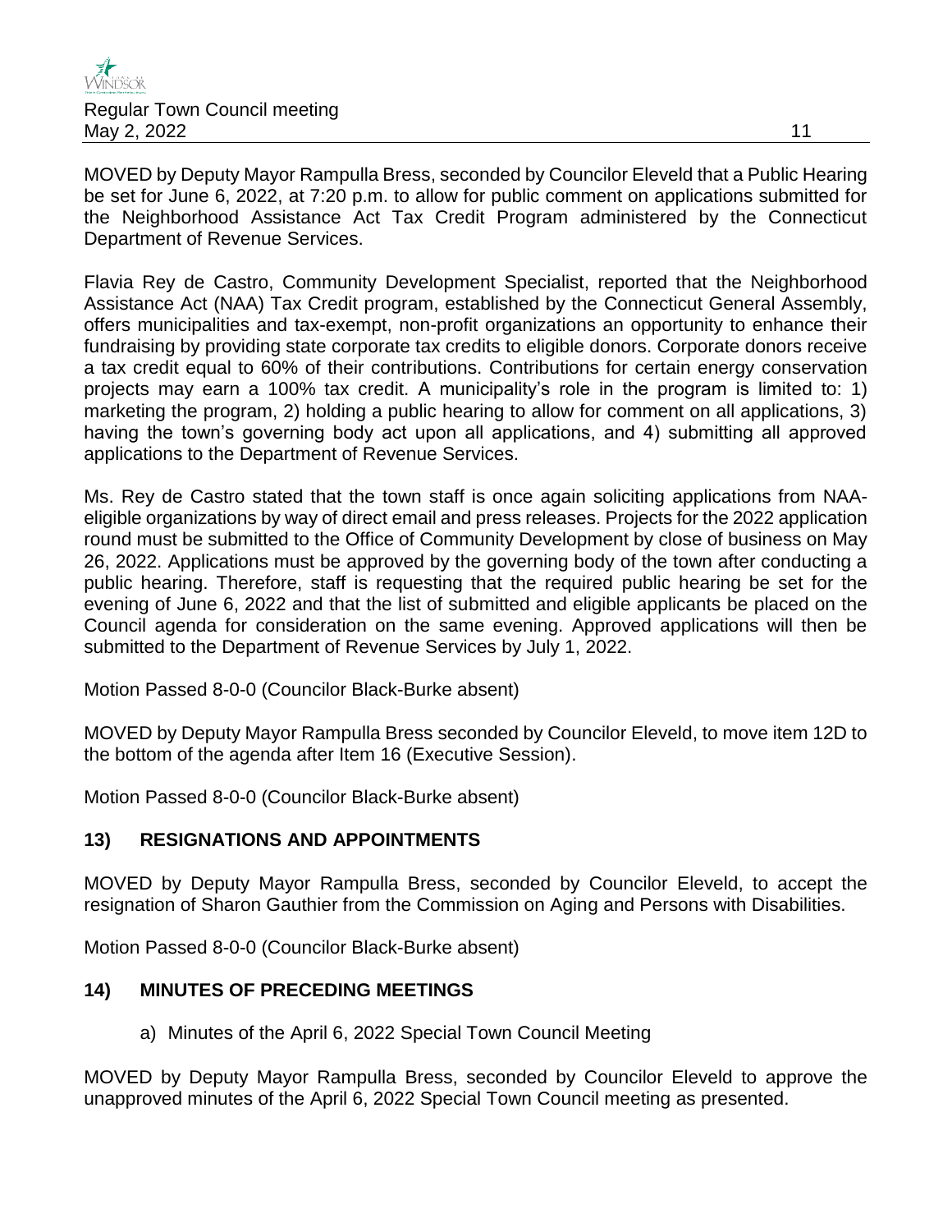MOVED by Deputy Mayor Rampulla Bress, seconded by Councilor Eleveld that a Public Hearing be set for June 6, 2022, at 7:20 p.m. to allow for public comment on applications submitted for the Neighborhood Assistance Act Tax Credit Program administered by the Connecticut Department of Revenue Services.

Flavia Rey de Castro, Community Development Specialist, reported that the Neighborhood Assistance Act (NAA) Tax Credit program, established by the Connecticut General Assembly, offers municipalities and tax-exempt, non-profit organizations an opportunity to enhance their fundraising by providing state corporate tax credits to eligible donors. Corporate donors receive a tax credit equal to 60% of their contributions. Contributions for certain energy conservation projects may earn a 100% tax credit. A municipality's role in the program is limited to: 1) marketing the program, 2) holding a public hearing to allow for comment on all applications, 3) having the town's governing body act upon all applications, and 4) submitting all approved applications to the Department of Revenue Services.

Ms. Rey de Castro stated that the town staff is once again soliciting applications from NAA-eligible organizations by way of direct email and press releases. Projects for the 2022 application round must be submitted to the Office of Community Development by close of business on May 26, 2022. Applications must be approved by the governing body of the town after conducting a public hearing. Therefore, staff is requesting that the required public hearing be set for the evening of June 6, 2022 and that the list of submitted and eligible applicants be placed on the Council agenda for consideration on the same evening. Approved applications will then be submitted to the Department of Revenue Services by July 1, 2022.

Motion Passed 8-0-0 (Councilor Black-Burke absent)

MOVED by Deputy Mayor Rampulla Bress seconded by Councilor Eleveld, to move item 12D to the bottom of the agenda after Item 16 (Executive Session).

Motion Passed 8-0-0 (Councilor Black-Burke absent)

## 13) RESIGNATIONS AND APPOINTMENTS

MOVED by Deputy Mayor Rampulla Bress, seconded by Councilor Eleveld, to accept the resignation of Sharon Gauthier from the Commission on Aging and Persons with Disabilities.

Motion Passed 8-0-0 (Councilor Black-Burke absent)

## 14) MINUTES OF PRECEDING MEETINGS

a) Minutes of the April 6, 2022 Special Town Council Meeting

MOVED by Deputy Mayor Rampulla Bress, seconded by Councilor Eleveld to approve the unapproved minutes of the April 6, 2022 Special Town Council meeting as presented.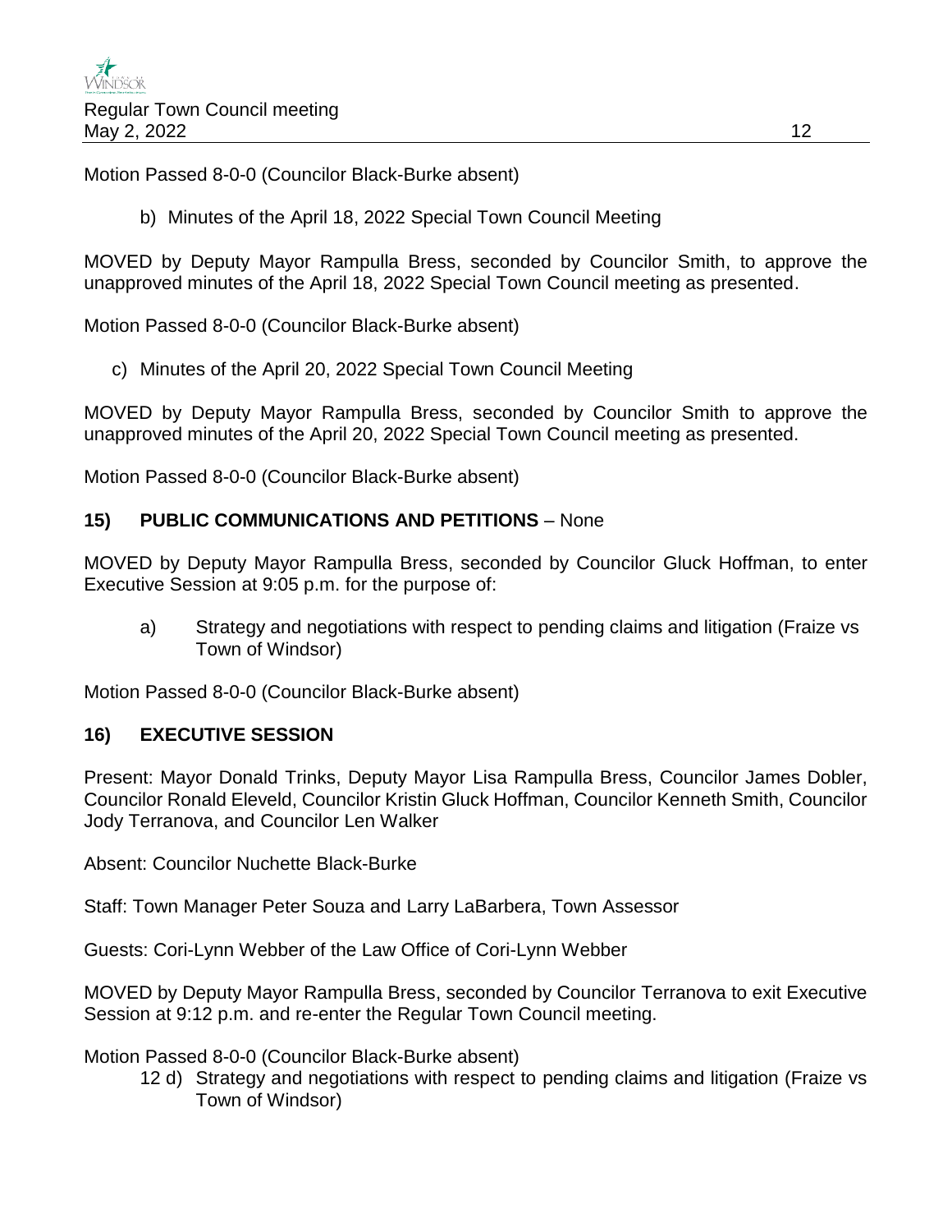Motion Passed 8-0-0 (Councilor Black-Burke absent)

b) Minutes of the April 18, 2022 Special Town Council Meeting

MOVED by Deputy Mayor Rampulla Bress, seconded by Councilor Smith, to approve the unapproved minutes of the April 18, 2022 Special Town Council meeting as presented.

Motion Passed 8-0-0 (Councilor Black-Burke absent)

c) Minutes of the April 20, 2022 Special Town Council Meeting

MOVED by Deputy Mayor Rampulla Bress, seconded by Councilor Smith to approve the unapproved minutes of the April 20, 2022 Special Town Council meeting as presented.

Motion Passed 8-0-0 (Councilor Black-Burke absent)

## 15) PUBLIC COMMUNICATIONS AND PETITIONS – None

MOVED by Deputy Mayor Rampulla Bress, seconded by Councilor Gluck Hoffman, to enter Executive Session at 9:05 p.m. for the purpose of:

a) Strategy and negotiations with respect to pending claims and litigation (Fraize vs Town of Windsor)

Motion Passed 8-0-0 (Councilor Black-Burke absent)

## 16) EXECUTIVE SESSION

Present: Mayor Donald Trinks, Deputy Mayor Lisa Rampulla Bress, Councilor James Dobler, Councilor Ronald Eleveld, Councilor Kristin Gluck Hoffman, Councilor Kenneth Smith, Councilor Jody Terranova, and Councilor Len Walker

Absent: Councilor Nuchette Black-Burke

Staff: Town Manager Peter Souza and Larry LaBarbera, Town Assessor

Guests: Cori-Lynn Webber of the Law Office of Cori-Lynn Webber

MOVED by Deputy Mayor Rampulla Bress, seconded by Councilor Terranova to exit Executive Session at 9:12 p.m. and re-enter the Regular Town Council meeting.

Motion Passed 8-0-0 (Councilor Black-Burke absent)

12 d) Strategy and negotiations with respect to pending claims and litigation (Fraize vs Town of Windsor)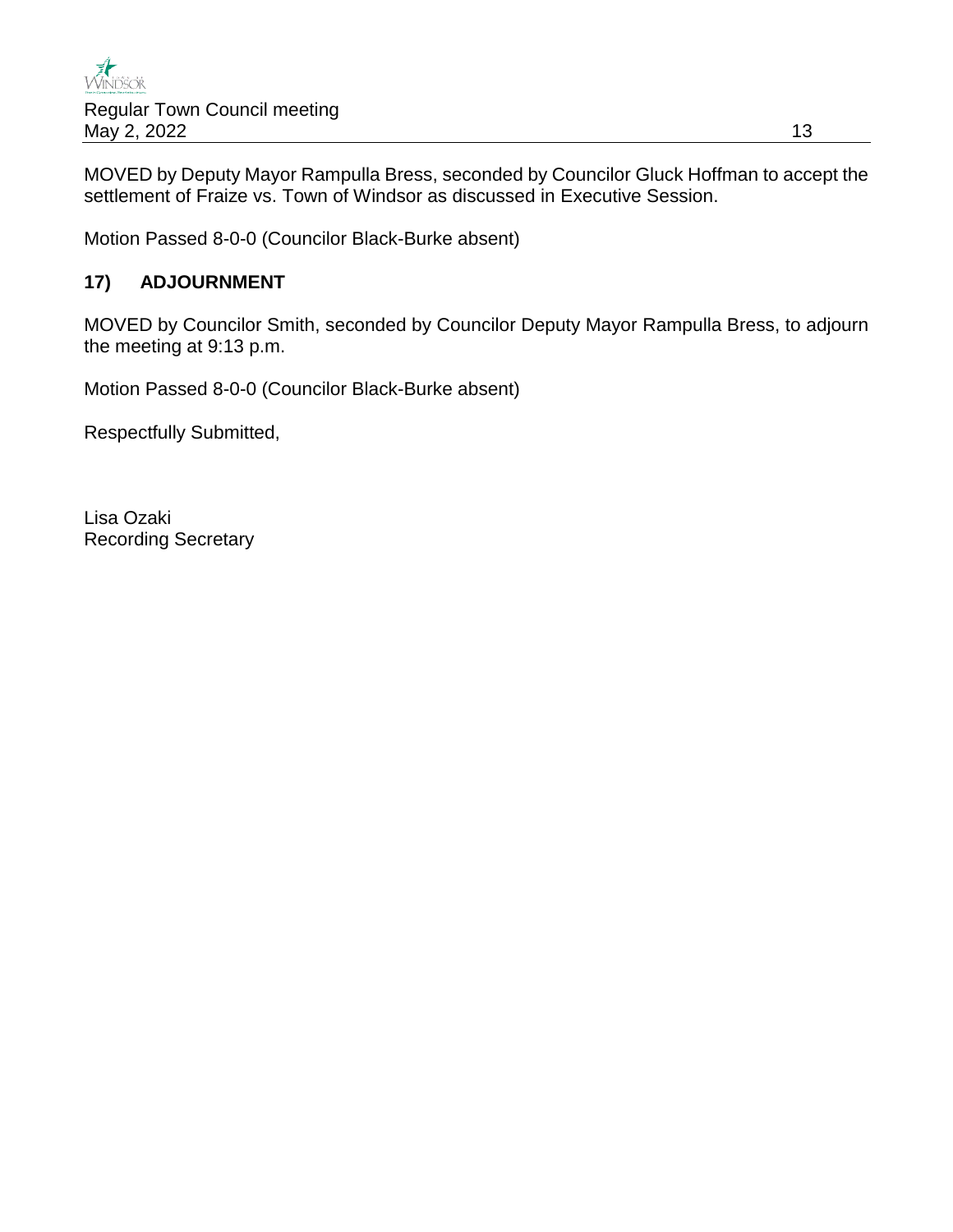MOVED by Deputy Mayor Rampulla Bress, seconded by Councilor Gluck Hoffman to accept the settlement of Fraize vs. Town of Windsor as discussed in Executive Session.

Motion Passed 8-0-0 (Councilor Black-Burke absent)

## 17) ADJOURNMENT

MOVED by Councilor Smith, seconded by Councilor Deputy Mayor Rampulla Bress, to adjourn the meeting at 9:13 p.m.

Motion Passed 8-0-0 (Councilor Black-Burke absent)

Respectfully Submitted,

Lisa Ozaki
Recording Secretary